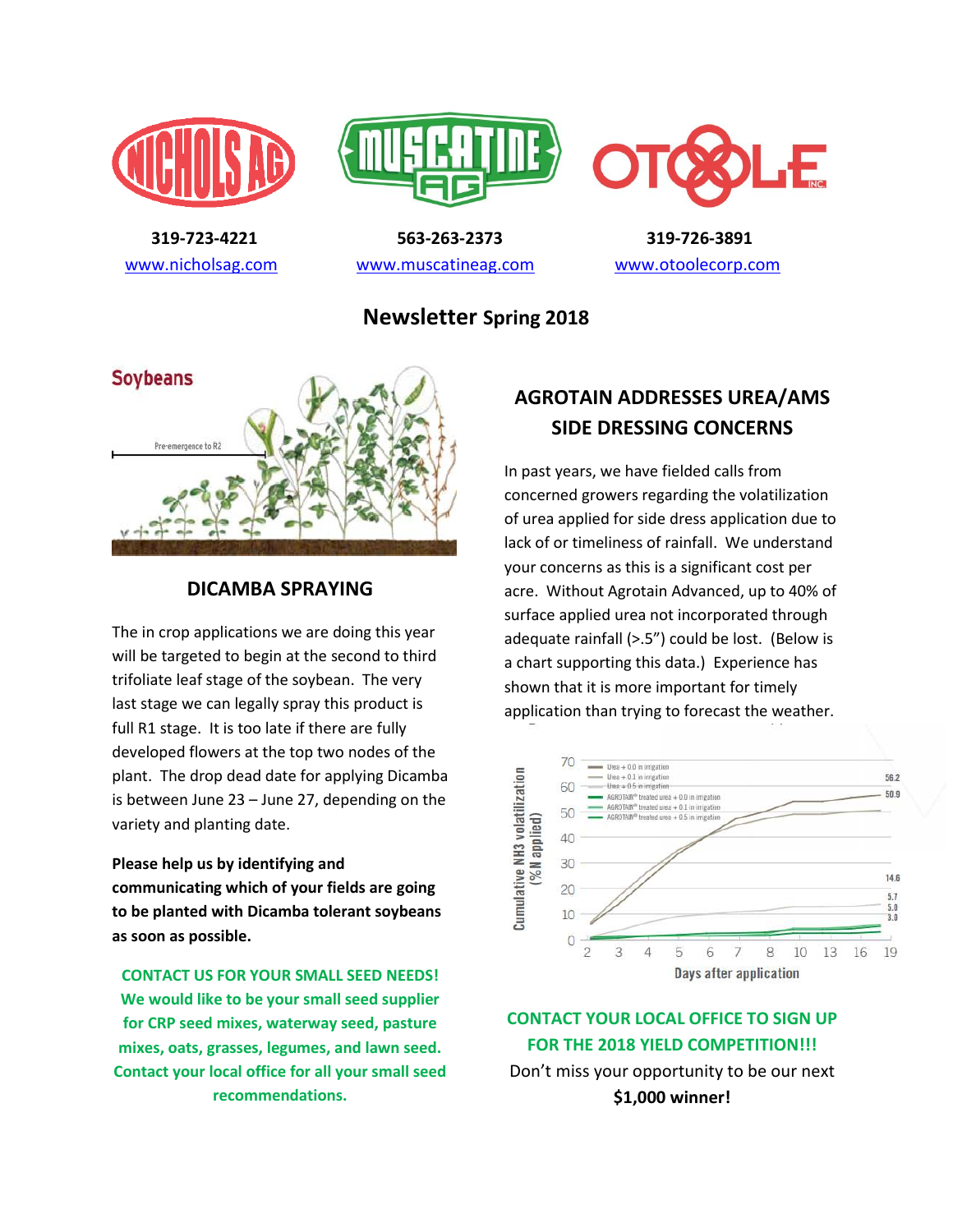319-723-4221
www.nicholsag.com

563-263-2373
www.muscatineag.com

319-726-3891
www.otoolecorp.com

# Newsletter Spring 2018

## DICAMBA SPRAYING

The in crop applications we are doing this year will be targeted to begin at the second to third trifoliate leaf stage of the soybean. The very last stage we can legally spray this product is full R1 stage. It is too late if there are fully developed flowers at the top two nodes of the plant. The drop dead date for applying Dicamba is between June 23 – June 27, depending on the variety and planting date.

**Please help us by identifying and communicating which of your fields are going to be planted with Dicamba tolerant soybeans as soon as possible.**

**CONTACT US FOR YOUR SMALL SEED NEEDS! We would like to be your small seed supplier for CRP seed mixes, waterway seed, pasture mixes, oats, grasses, legumes, and lawn seed. Contact your local office for all your small seed recommendations.**

## AGROTAIN ADDRESSES UREA/AMS SIDE DRESSING CONCERNS

In past years, we have fielded calls from concerned growers regarding the volatilization of urea applied for side dress application due to lack of or timeliness of rainfall. We understand your concerns as this is a significant cost per acre. Without Agrotain Advanced, up to 40% of surface applied urea not incorporated through adequate rainfall (>.5") could be lost. (Below is a chart supporting this data.) Experience has shown that it is more important for timely application than trying to forecast the weather.

**CONTACT YOUR LOCAL OFFICE TO SIGN UP FOR THE 2018 YIELD COMPETITION!!!**

Don't miss your opportunity to be our next **$1,000 winner!**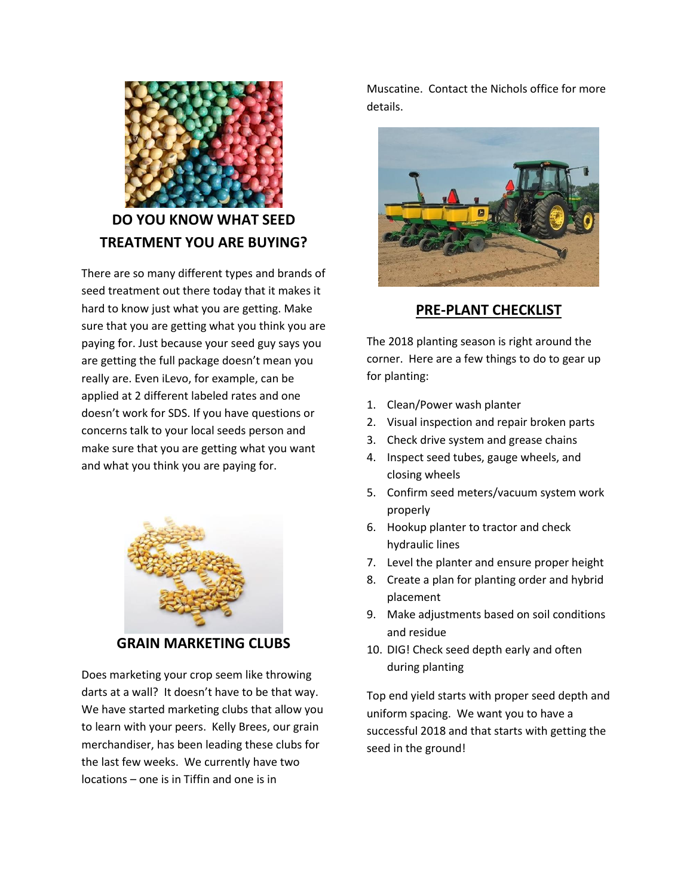## DO YOU KNOW WHAT SEED TREATMENT YOU ARE BUYING?

There are so many different types and brands of seed treatment out there today that it makes it hard to know just what you are getting. Make sure that you are getting what you think you are paying for. Just because your seed guy says you are getting the full package doesn't mean you really are. Even iLevo, for example, can be applied at 2 different labeled rates and one doesn't work for SDS. If you have questions or concerns talk to your local seeds person and make sure that you are getting what you want and what you think you are paying for.

## GRAIN MARKETING CLUBS

Does marketing your crop seem like throwing darts at a wall? It doesn't have to be that way. We have started marketing clubs that allow you to learn with your peers. Kelly Brees, our grain merchandiser, has been leading these clubs for the last few weeks. We currently have two locations – one is in Tiffin and one is in Muscatine. Contact the Nichols office for more details.

## PRE-PLANT CHECKLIST

The 2018 planting season is right around the corner. Here are a few things to do to gear up for planting:

1. Clean/Power wash planter
2. Visual inspection and repair broken parts
3. Check drive system and grease chains
4. Inspect seed tubes, gauge wheels, and closing wheels
5. Confirm seed meters/vacuum system work properly
6. Hookup planter to tractor and check hydraulic lines
7. Level the planter and ensure proper height
8. Create a plan for planting order and hybrid placement
9. Make adjustments based on soil conditions and residue
10. DIG! Check seed depth early and often during planting

Top end yield starts with proper seed depth and uniform spacing. We want you to have a successful 2018 and that starts with getting the seed in the ground!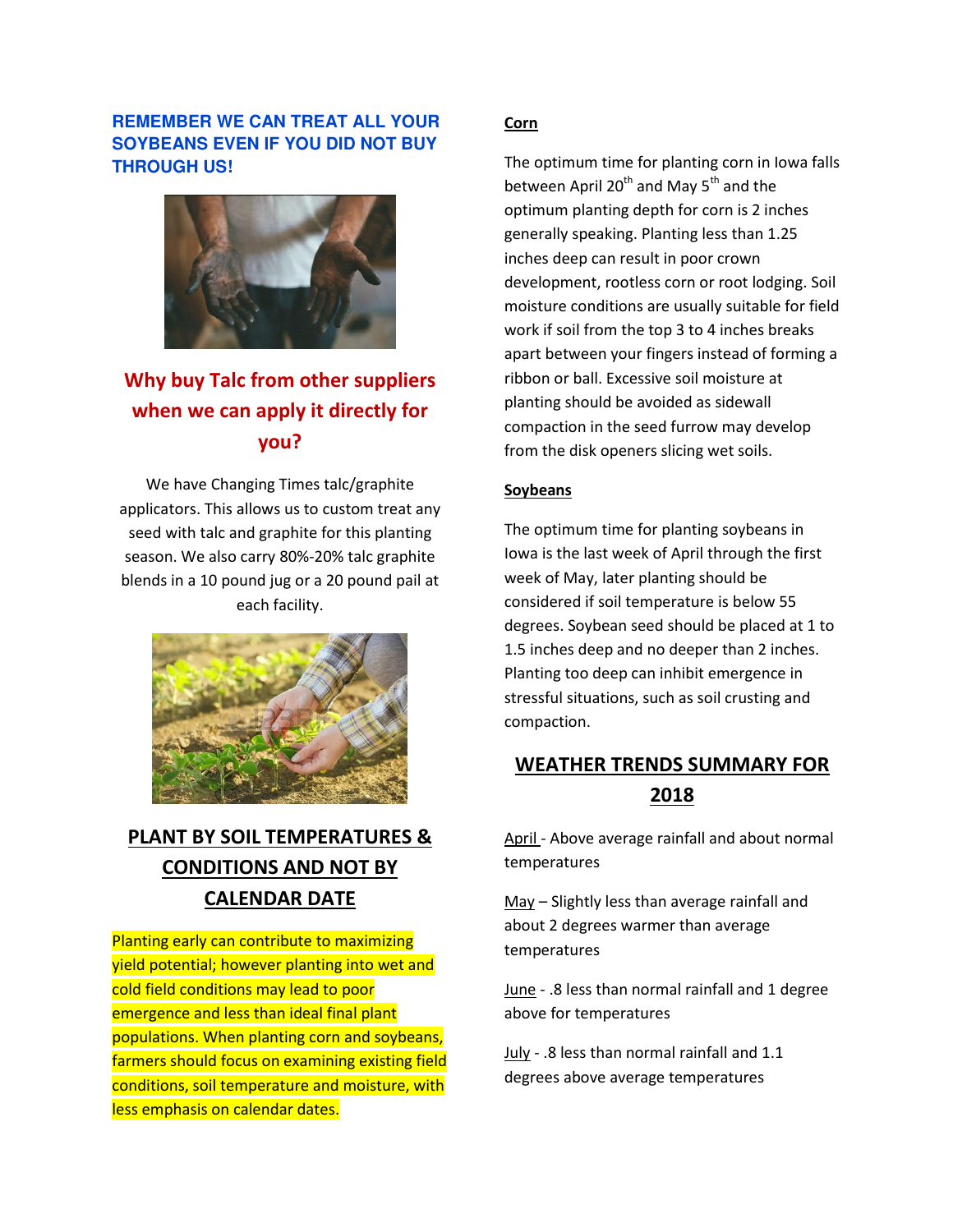**REMEMBER WE CAN TREAT ALL YOUR SOYBEANS EVEN IF YOU DID NOT BUY THROUGH US!**

## Why buy Talc from other suppliers when we can apply it directly for you?

We have Changing Times talc/graphite applicators. This allows us to custom treat any seed with talc and graphite for this planting season. We also carry 80%-20% talc graphite blends in a 10 pound jug or a 20 pound pail at each facility.

## PLANT BY SOIL TEMPERATURES & CONDITIONS AND NOT BY CALENDAR DATE

Planting early can contribute to maximizing yield potential; however planting into wet and cold field conditions may lead to poor emergence and less than ideal final plant populations. When planting corn and soybeans, farmers should focus on examining existing field conditions, soil temperature and moisture, with less emphasis on calendar dates.

### Corn

The optimum time for planting corn in Iowa falls between April 20th and May 5th and the optimum planting depth for corn is 2 inches generally speaking. Planting less than 1.25 inches deep can result in poor crown development, rootless corn or root lodging. Soil moisture conditions are usually suitable for field work if soil from the top 3 to 4 inches breaks apart between your fingers instead of forming a ribbon or ball. Excessive soil moisture at planting should be avoided as sidewall compaction in the seed furrow may develop from the disk openers slicing wet soils.

### Soybeans

The optimum time for planting soybeans in Iowa is the last week of April through the first week of May, later planting should be considered if soil temperature is below 55 degrees. Soybean seed should be placed at 1 to 1.5 inches deep and no deeper than 2 inches. Planting too deep can inhibit emergence in stressful situations, such as soil crusting and compaction.

## WEATHER TRENDS SUMMARY FOR 2018

April - Above average rainfall and about normal temperatures

May – Slightly less than average rainfall and about 2 degrees warmer than average temperatures

June - .8 less than normal rainfall and 1 degree above for temperatures

July - .8 less than normal rainfall and 1.1 degrees above average temperatures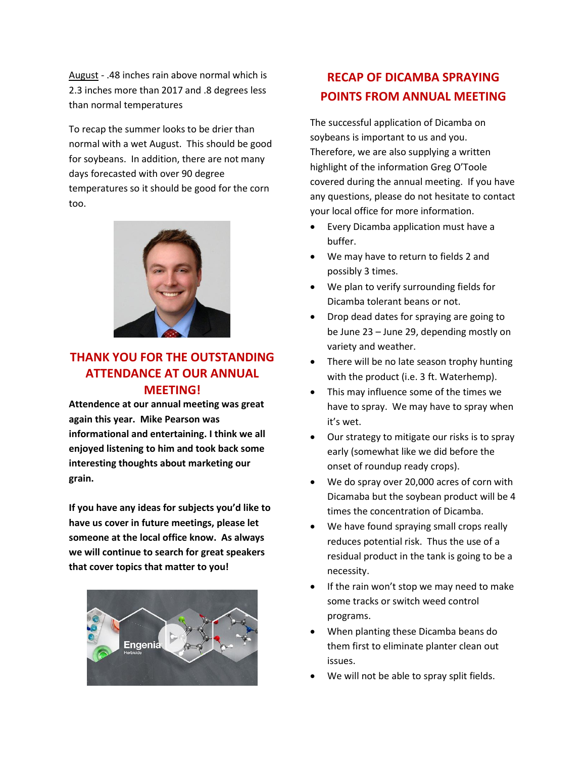August - .48 inches rain above normal which is 2.3 inches more than 2017 and .8 degrees less than normal temperatures

To recap the summer looks to be drier than normal with a wet August. This should be good for soybeans. In addition, there are not many days forecasted with over 90 degree temperatures so it should be good for the corn too.

## THANK YOU FOR THE OUTSTANDING ATTENDANCE AT OUR ANNUAL MEETING!

**Attendence at our annual meeting was great again this year. Mike Pearson was informational and entertaining. I think we all enjoyed listening to him and took back some interesting thoughts about marketing our grain.**

**If you have any ideas for subjects you'd like to have us cover in future meetings, please let someone at the local office know. As always we will continue to search for great speakers that cover topics that matter to you!**

## RECAP OF DICAMBA SPRAYING POINTS FROM ANNUAL MEETING

The successful application of Dicamba on soybeans is important to us and you. Therefore, we are also supplying a written highlight of the information Greg O'Toole covered during the annual meeting. If you have any questions, please do not hesitate to contact your local office for more information.

- Every Dicamba application must have a buffer.
- We may have to return to fields 2 and possibly 3 times.
- We plan to verify surrounding fields for Dicamba tolerant beans or not.
- Drop dead dates for spraying are going to be June 23 – June 29, depending mostly on variety and weather.
- There will be no late season trophy hunting with the product (i.e. 3 ft. Waterhemp).
- This may influence some of the times we have to spray. We may have to spray when it's wet.
- Our strategy to mitigate our risks is to spray early (somewhat like we did before the onset of roundup ready crops).
- We do spray over 20,000 acres of corn with Dicamaba but the soybean product will be 4 times the concentration of Dicamba.
- We have found spraying small crops really reduces potential risk. Thus the use of a residual product in the tank is going to be a necessity.
- If the rain won't stop we may need to make some tracks or switch weed control programs.
- When planting these Dicamba beans do them first to eliminate planter clean out issues.
- We will not be able to spray split fields.